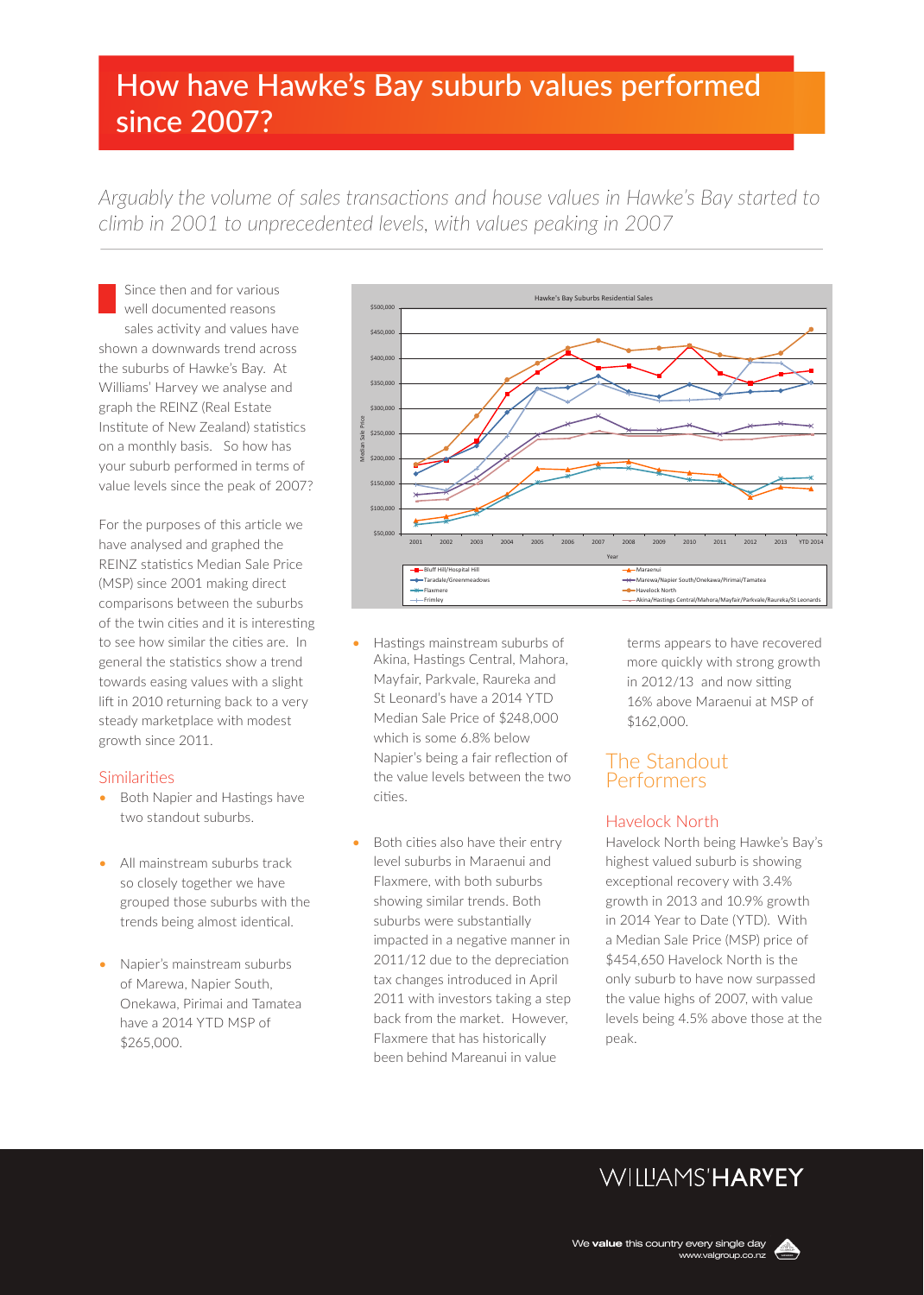# How have Hawke's Bay suburb values performed since 2007?

*Arguably the volume of sales transactions and house values in Hawke's Bay started to climb in 2001 to unprecedented levels, with values peaking in 2007*

Since then and for various well documented reasons sales activity and values have shown a downwards trend across the suburbs of Hawke's Bay. At Williams' Harvey we analyse and graph the REINZ (Real Estate Institute of New Zealand) statistics on a monthly basis. So how has your suburb performed in terms of value levels since the peak of 2007?

For the purposes of this article we have analysed and graphed the REINZ statistics Median Sale Price (MSP) since 2001 making direct comparisons between the suburbs of the twin cities and it is interesting to see how similar the cities are. In general the statistics show a trend towards easing values with a slight lift in 2010 returning back to a very steady marketplace with modest growth since 2011.

## Similarities

- Both Napier and Hastings have two standout suburbs.
- All mainstream suburbs track so closely together we have grouped those suburbs with the trends being almost identical.
- Napier's mainstream suburbs of Marewa, Napier South, Onekawa, Pirimai and Tamatea have a 2014 YTD MSP of $265,000.
- Hastings mainstream suburbs of Akina, Hastings Central, Mahora, Mayfair, Parkvale, Raureka and St Leonard's have a 2014 YTD Median Sale Price of $248,000 which is some 6.8% below Napier's being a fair reflection of the value levels between the two cities.
- Both cities also have their entry level suburbs in Maraenui and Flaxmere, with both suburbs showing similar trends. Both suburbs were substantially impacted in a negative manner in 2011/12 due to the depreciation tax changes introduced in April 2011 with investors taking a step back from the market. However, Flaxmere that has historically been behind Mareanui in value terms appears to have recovered more quickly with strong growth in 2012/13 and now sitting 16% above Maraenui at MSP of $162,000.

## The Standout Performers

### Havelock North

Havelock North being Hawke's Bay's highest valued suburb is showing exceptional recovery with 3.4% growth in 2013 and 10.9% growth in 2014 Year to Date (YTD). With a Median Sale Price (MSP) price of $454,650 Havelock North is the only suburb to have now surpassed the value highs of 2007, with value levels being 4.5% above those at the peak.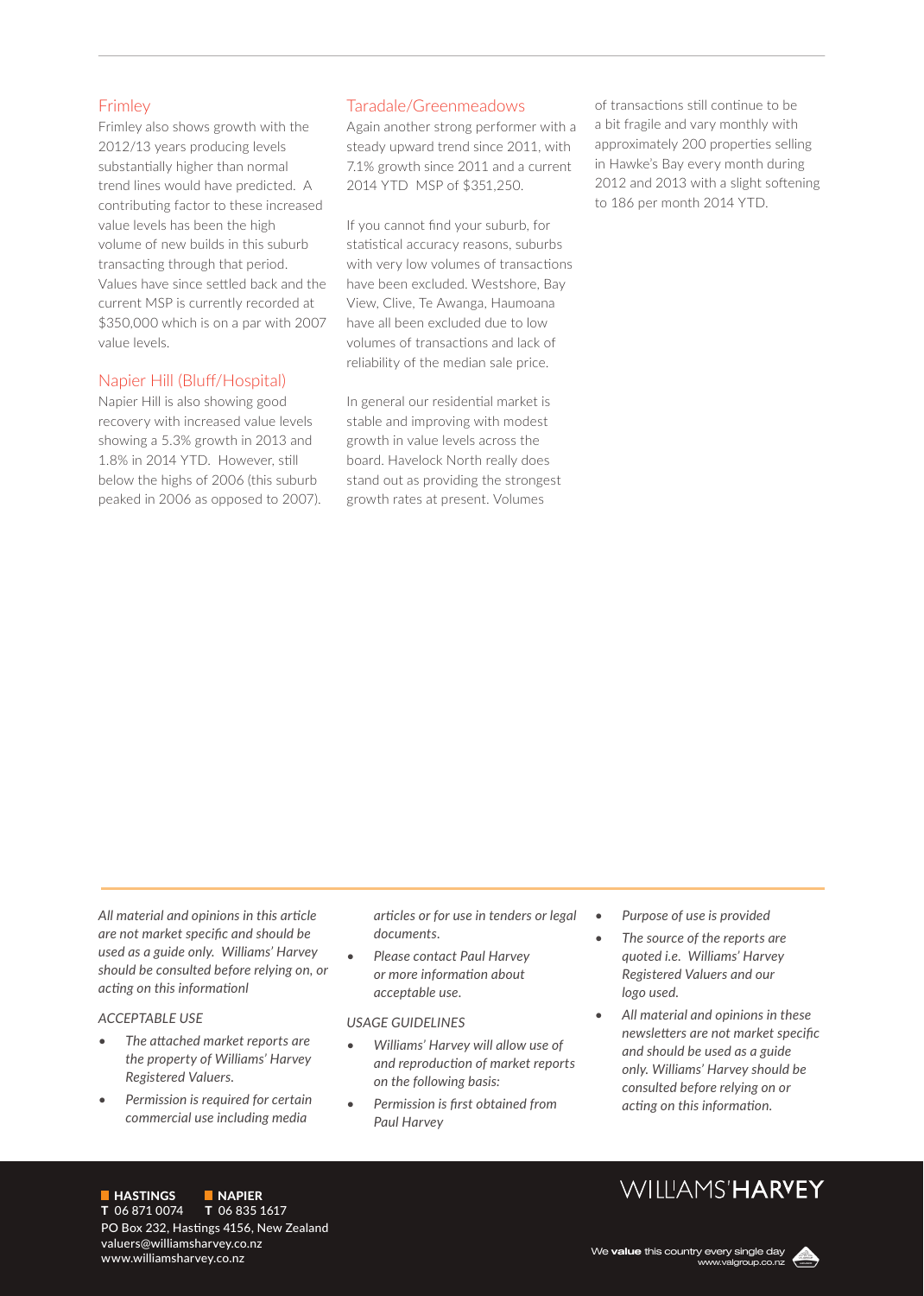## Frimley

Frimley also shows growth with the 2012/13 years producing levels substantially higher than normal trend lines would have predicted. A contributing factor to these increased value levels has been the high volume of new builds in this suburb transacting through that period. Values have since settled back and the current MSP is currently recorded at $350,000 which is on a par with 2007 value levels.

## Napier Hill (Bluff/Hospital)

Napier Hill is also showing good recovery with increased value levels showing a 5.3% growth in 2013 and 1.8% in 2014 YTD. However, still below the highs of 2006 (this suburb peaked in 2006 as opposed to 2007).

## Taradale/Greenmeadows

Again another strong performer with a steady upward trend since 2011, with 7.1% growth since 2011 and a current 2014 YTD MSP of $351,250.

If you cannot find your suburb, for statistical accuracy reasons, suburbs with very low volumes of transactions have been excluded. Westshore, Bay View, Clive, Te Awanga, Haumoana have all been excluded due to low volumes of transactions and lack of reliability of the median sale price.

In general our residential market is stable and improving with modest growth in value levels across the board. Havelock North really does stand out as providing the strongest growth rates at present. Volumes of transactions still continue to be a bit fragile and vary monthly with approximately 200 properties selling in Hawke's Bay every month during 2012 and 2013 with a slight softening to 186 per month 2014 YTD.

---

*All material and opinions in this article are not market specific and should be used as a guide only. Williams' Harvey should be consulted before relying on, or acting on this informationl*

*ACCEPTABLE USE*

- *The attached market reports are the property of Williams' Harvey Registered Valuers.*
- *Permission is required for certain commercial use including media articles or for use in tenders or legal documents.*
- *Please contact Paul Harvey or more information about acceptable use.*

*USAGE GUIDELINES*

- *Williams' Harvey will allow use of and reproduction of market reports on the following basis:*
- *Permission is first obtained from Paul Harvey*
- *Purpose of use is provided*
- *The source of the reports are quoted i.e. Williams' Harvey Registered Valuers and our logo used.*
- *All material and opinions in these newsletters are not market specific and should be used as a guide only. Williams' Harvey should be consulted before relying on or acting on this information.*

**HASTINGS**
**T** 06 871 0074

**NAPIER**
**T** 06 835 1617

PO Box 232, Hastings 4156, New Zealand
valuers@williamsharvey.co.nz
www.williamsharvey.co.nz

WILLIAMS'**HARVEY**

We **value** this country every single day
www.valgroup.co.nz